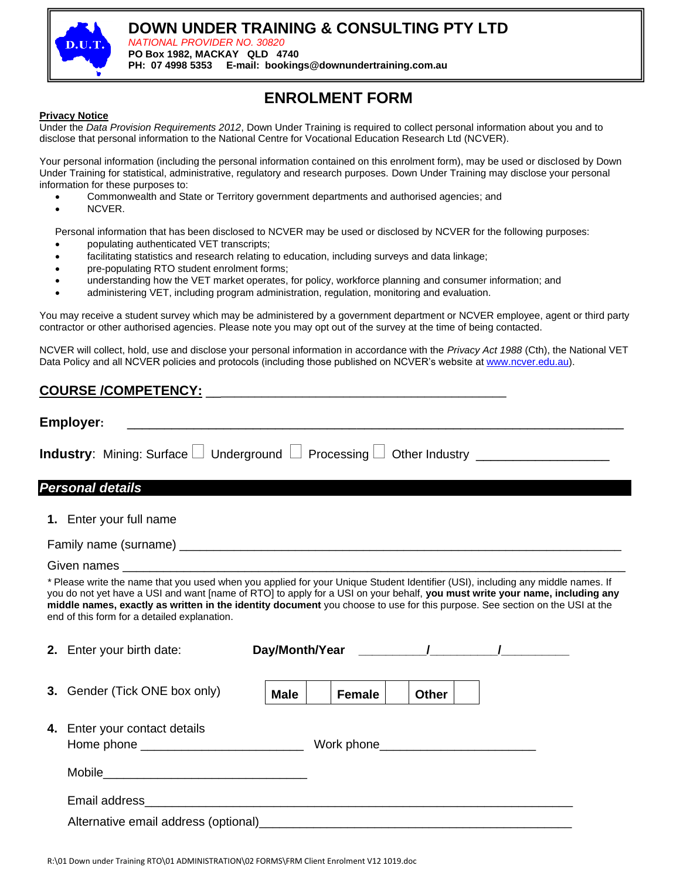# DOWN UNDER TRAINING & CONSULTING PTY LTD

*NATIONAL PROVIDER NO. 30820*

**PO Box 1982, MACKAY QLD 4740**

**PH: 07 4998 5353 E-mail: bookings@downundertraining.com.au**

## ENROLMENT FORM

**Privacy Notice**

Under the *Data Provision Requirements 2012*, Down Under Training is required to collect personal information about you and to disclose that personal information to the National Centre for Vocational Education Research Ltd (NCVER).

Your personal information (including the personal information contained on this enrolment form), may be used or disclosed by Down Under Training for statistical, administrative, regulatory and research purposes. Down Under Training may disclose your personal information for these purposes to:

- Commonwealth and State or Territory government departments and authorised agencies; and
- NCVER.

Personal information that has been disclosed to NCVER may be used or disclosed by NCVER for the following purposes:

- populating authenticated VET transcripts;
- facilitating statistics and research relating to education, including surveys and data linkage;
- pre-populating RTO student enrolment forms;
- understanding how the VET market operates, for policy, workforce planning and consumer information; and
- administering VET, including program administration, regulation, monitoring and evaluation.

You may receive a student survey which may be administered by a government department or NCVER employee, agent or third party contractor or other authorised agencies. Please note you may opt out of the survey at the time of being contacted.

NCVER will collect, hold, use and disclose your personal information in accordance with the *Privacy Act 1988* (Cth), the National VET Data Policy and all NCVER policies and protocols (including those published on NCVER's website at www.ncver.edu.au).

**COURSE /COMPETENCY:** ___________________________________________

**Employer:** ___________________________________________________________________

**Industry**: Mining: Surface ☐ Underground ☐ Processing ☐ Other Industry ___________________

### *Personal details*

**1.** Enter your full name

Family name (surname) _____________________________________________________________

Given names _____________________________________________________________________

\* Please write the name that you used when you applied for your Unique Student Identifier (USI), including any middle names. If you do not yet have a USI and want [name of RTO] to apply for a USI on your behalf, **you must write your name, including any middle names, exactly as written in the identity document** you choose to use for this purpose. See section on the USI at the end of this form for a detailed explanation.

**2.** Enter your birth date: **Day/Month/Year** __________/__________/__________

**3.** Gender (Tick ONE box only)

| **Male** | | **Female** | | **Other** | |
|---|---|---|---|---|---|

**4.** Enter your contact details

Home phone ________________________ Work phone______________________

Mobile______________________________

Email address____________________________________________________________

Alternative email address (optional)_____________________________________________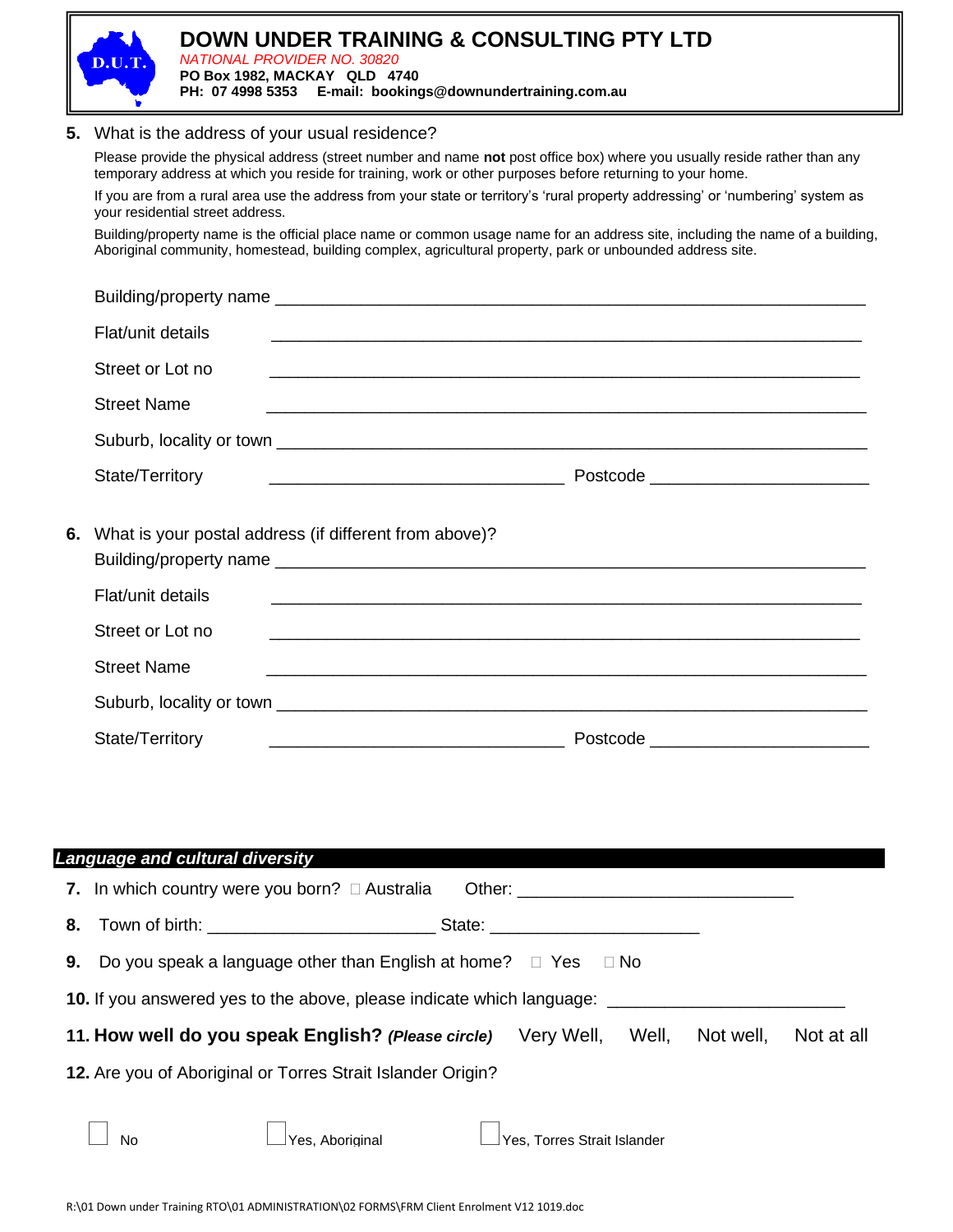**DOWN UNDER TRAINING & CONSULTING PTY LTD**
*NATIONAL PROVIDER NO. 30820*
**PO Box 1982, MACKAY QLD 4740**
**PH: 07 4998 5353 E-mail: bookings@downundertraining.com.au**

**5.** What is the address of your usual residence?

Please provide the physical address (street number and name **not** post office box) where you usually reside rather than any temporary address at which you reside for training, work or other purposes before returning to your home.

If you are from a rural area use the address from your state or territory's 'rural property addressing' or 'numbering' system as your residential street address.

Building/property name is the official place name or common usage name for an address site, including the name of a building, Aboriginal community, homestead, building complex, agricultural property, park or unbounded address site.

Building/property name ______________________________________________

Flat/unit details ______________________________________________

Street or Lot no ______________________________________________

Street Name ______________________________________________

Suburb, locality or town ______________________________________________

State/Territory ______________________ Postcode ______________________

**6.** What is your postal address (if different from above)?

Building/property name ______________________________________________

Flat/unit details ______________________________________________

Street or Lot no ______________________________________________

Street Name ______________________________________________

Suburb, locality or town ______________________________________________

State/Territory ______________________ Postcode ______________________

## *Language and cultural diversity*

**7.** In which country were you born? ☐ Australia Other: ______________________________

**8.** Town of birth: ______________________ State: ______________________

**9.** Do you speak a language other than English at home? ☐ Yes ☐ No

**10.** If you answered yes to the above, please indicate which language: ______________________

**11. How well do you speak English?** ***(Please circle)*** Very Well, Well, Not well, Not at all

**12.** Are you of Aboriginal or Torres Strait Islander Origin?

☐ No ☐ Yes, Aboriginal ☐ Yes, Torres Strait Islander

R:\01 Down under Training RTO\01 ADMINISTRATION\02 FORMS\FRM Client Enrolment V12 1019.doc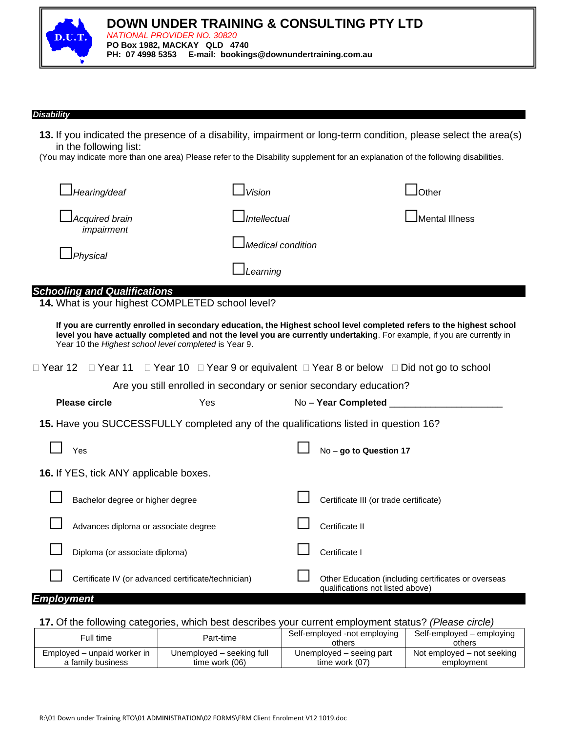# DOWN UNDER TRAINING & CONSULTING PTY LTD

*NATIONAL PROVIDER NO. 30820*

**PO Box 1982, MACKAY QLD 4740**

**PH: 07 4998 5353 E-mail: bookings@downundertraining.com.au**

## *Disability*

**13.** If you indicated the presence of a disability, impairment or long-term condition, please select the area(s) in the following list:

(You may indicate more than one area) Please refer to the Disability supplement for an explanation of the following disabilities.

- ☐ *Hearing/deaf*
- ☐ *Acquired brain impairment*
- ☐ *Physical*
- ☐ *Vision*
- ☐ *Intellectual*
- ☐ *Medical condition*
- ☐ *Learning*
- ☐ Other
- ☐ Mental Illness

## *Schooling and Qualifications*

**14.** What is your highest COMPLETED school level?

**If you are currently enrolled in secondary education, the Highest school level completed refers to the highest school level you have actually completed and not the level you are currently undertaking**. For example, if you are currently in Year 10 the *Highest school level completed* is Year 9.

☐ Year 12 ☐ Year 11 ☐ Year 10 ☐ Year 9 or equivalent ☐ Year 8 or below ☐ Did not go to school

Are you still enrolled in secondary or senior secondary education?

**Please circle** Yes No – **Year Completed** ____________________

**15.** Have you SUCCESSFULLY completed any of the qualifications listed in question 16?

☐ Yes ☐ No – **go to Question 17**

**16.** If YES, tick ANY applicable boxes.

- ☐ Bachelor degree or higher degree
- ☐ Advances diploma or associate degree
- ☐ Diploma (or associate diploma)
- ☐ Certificate IV (or advanced certificate/technician)
- ☐ Certificate III (or trade certificate)
- ☐ Certificate II
- ☐ Certificate I
- ☐ Other Education (including certificates or overseas qualifications not listed above)

## *Employment*

**17.** Of the following categories, which best describes your current employment status? *(Please circle)*

| | | | |
|---|---|---|---|
| Full time | Part-time | Self-employed -not employing others | Self-employed – employing others |
| Employed – unpaid worker in a family business | Unemployed – seeking full time work (06) | Unemployed – seeing part time work (07) | Not employed – not seeking employment |

R:\01 Down under Training RTO\01 ADMINISTRATION\02 FORMS\FRM Client Enrolment V12 1019.doc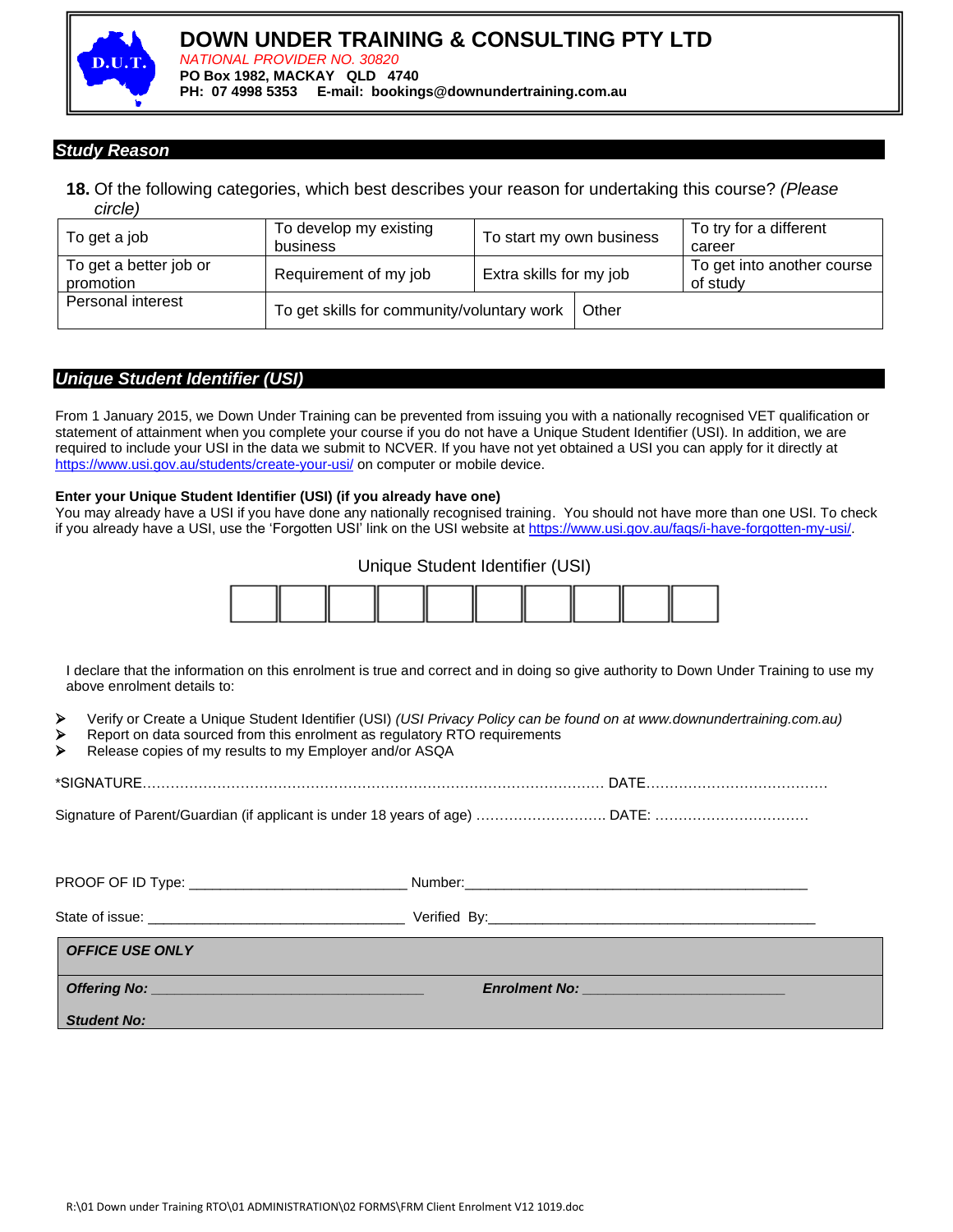# DOWN UNDER TRAINING & CONSULTING PTY LTD

*NATIONAL PROVIDER NO. 30820*

**PO Box 1982, MACKAY QLD 4740**

**PH: 07 4998 5353 E-mail: bookings@downundertraining.com.au**

## *Study Reason*

**18.** Of the following categories, which best describes your reason for undertaking this course? *(Please circle)*

| | | | |
|---|---|---|---|
| To get a job | To develop my existing business | To start my own business | To try for a different career |
| To get a better job or promotion | Requirement of my job | Extra skills for my job | To get into another course of study |
| Personal interest | To get skills for community/voluntary work | Other | |

## *Unique Student Identifier (USI)*

From 1 January 2015, we Down Under Training can be prevented from issuing you with a nationally recognised VET qualification or statement of attainment when you complete your course if you do not have a Unique Student Identifier (USI). In addition, we are required to include your USI in the data we submit to NCVER. If you have not yet obtained a USI you can apply for it directly at https://www.usi.gov.au/students/create-your-usi/ on computer or mobile device.

**Enter your Unique Student Identifier (USI) (if you already have one)**

You may already have a USI if you have done any nationally recognised training. You should not have more than one USI. To check if you already have a USI, use the 'Forgotten USI' link on the USI website at https://www.usi.gov.au/faqs/i-have-forgotten-my-usi/.

Unique Student Identifier (USI)

| | | | | | | | | | |
|---|---|---|---|---|---|---|---|---|---|
| | | | | | | | | | |

I declare that the information on this enrolment is true and correct and in doing so give authority to Down Under Training to use my above enrolment details to:

- Verify or Create a Unique Student Identifier (USI) *(USI Privacy Policy can be found on at www.downundertraining.com.au)*
- Report on data sourced from this enrolment as regulatory RTO requirements
- Release copies of my results to my Employer and/or ASQA

*SIGNATURE………………………………………………………………………………………… DATE…………………………………

Signature of Parent/Guardian (if applicant is under 18 years of age) ……………………….. DATE: ……………………………

PROOF OF ID Type: ___________________________ Number:____________________________________________

State of issue: ________________________________ Verified By:_________________________________________

| ***OFFICE USE ONLY*** | |
|---|---|
| ***Offering No:*** _________________________________ | ***Enrolment No:*** _________________________ |
| ***Student No:*** | |